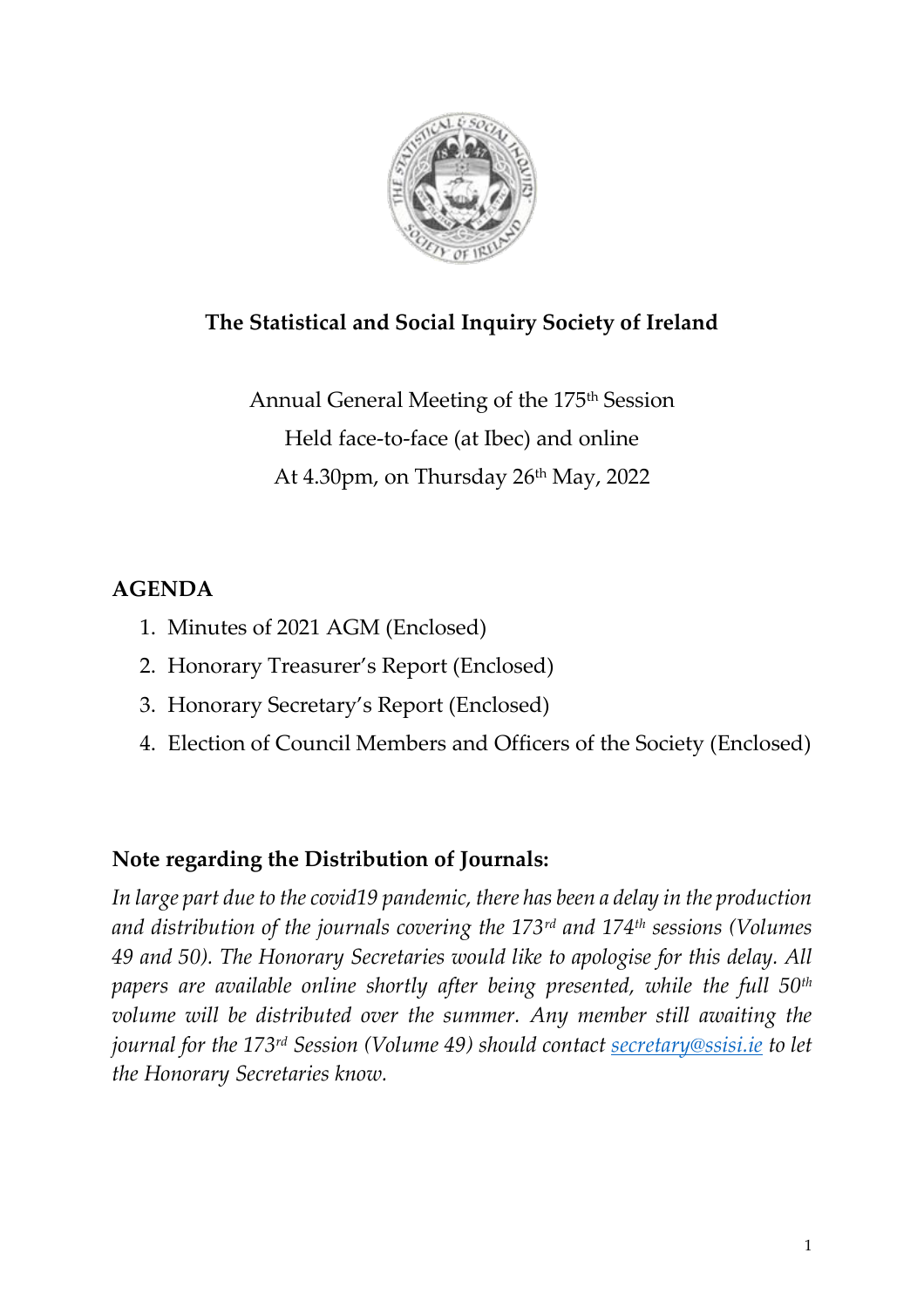# The Statistical and Social Inquiry Society of Ireland

Annual General Meeting of the 175th Session

Held face-to-face (at Ibec) and online

At 4.30pm, on Thursday 26th May, 2022

## AGENDA

1. Minutes of 2021 AGM (Enclosed)
2. Honorary Treasurer's Report (Enclosed)
3. Honorary Secretary's Report (Enclosed)
4. Election of Council Members and Officers of the Society (Enclosed)

## Note regarding the Distribution of Journals:

*In large part due to the covid19 pandemic, there has been a delay in the production and distribution of the journals covering the 173rd and 174th sessions (Volumes 49 and 50). The Honorary Secretaries would like to apologise for this delay. All papers are available online shortly after being presented, while the full 50th volume will be distributed over the summer. Any member still awaiting the journal for the 173rd Session (Volume 49) should contact [secretary@ssisi.ie](mailto:secretary@ssisi.ie) to let the Honorary Secretaries know.*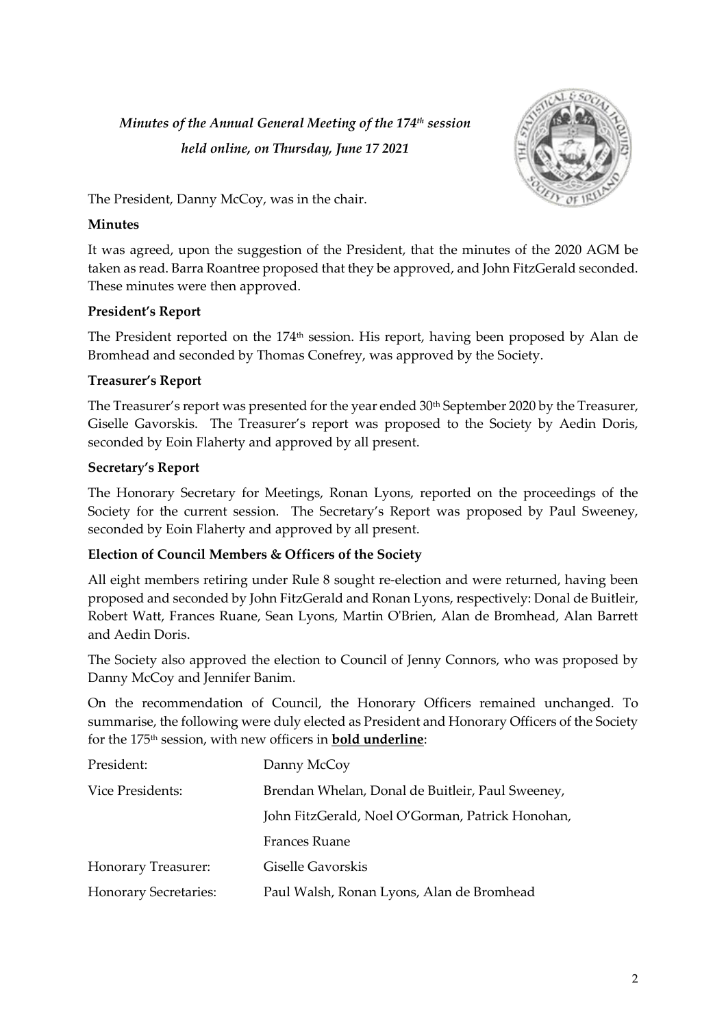*Minutes of the Annual General Meeting of the 174th session held online, on Thursday, June 17 2021*

The President, Danny McCoy, was in the chair.

**Minutes**

It was agreed, upon the suggestion of the President, that the minutes of the 2020 AGM be taken as read. Barra Roantree proposed that they be approved, and John FitzGerald seconded. These minutes were then approved.

**President's Report**

The President reported on the 174th session. His report, having been proposed by Alan de Bromhead and seconded by Thomas Conefrey, was approved by the Society.

**Treasurer's Report**

The Treasurer's report was presented for the year ended 30th September 2020 by the Treasurer, Giselle Gavorskis. The Treasurer's report was proposed to the Society by Aedin Doris, seconded by Eoin Flaherty and approved by all present.

**Secretary's Report**

The Honorary Secretary for Meetings, Ronan Lyons, reported on the proceedings of the Society for the current session. The Secretary's Report was proposed by Paul Sweeney, seconded by Eoin Flaherty and approved by all present.

**Election of Council Members & Officers of the Society**

All eight members retiring under Rule 8 sought re-election and were returned, having been proposed and seconded by John FitzGerald and Ronan Lyons, respectively: Donal de Buitleir, Robert Watt, Frances Ruane, Sean Lyons, Martin O'Brien, Alan de Bromhead, Alan Barrett and Aedin Doris.

The Society also approved the election to Council of Jenny Connors, who was proposed by Danny McCoy and Jennifer Banim.

On the recommendation of Council, the Honorary Officers remained unchanged. To summarise, the following were duly elected as President and Honorary Officers of the Society for the 175th session, with new officers in **<u>bold underline</u>**:

| | |
|---|---|
| President: | Danny McCoy |
| Vice Presidents: | Brendan Whelan, Donal de Buitleir, Paul Sweeney, John FitzGerald, Noel O'Gorman, Patrick Honohan, Frances Ruane |
| Honorary Treasurer: | Giselle Gavorskis |
| Honorary Secretaries: | Paul Walsh, Ronan Lyons, Alan de Bromhead |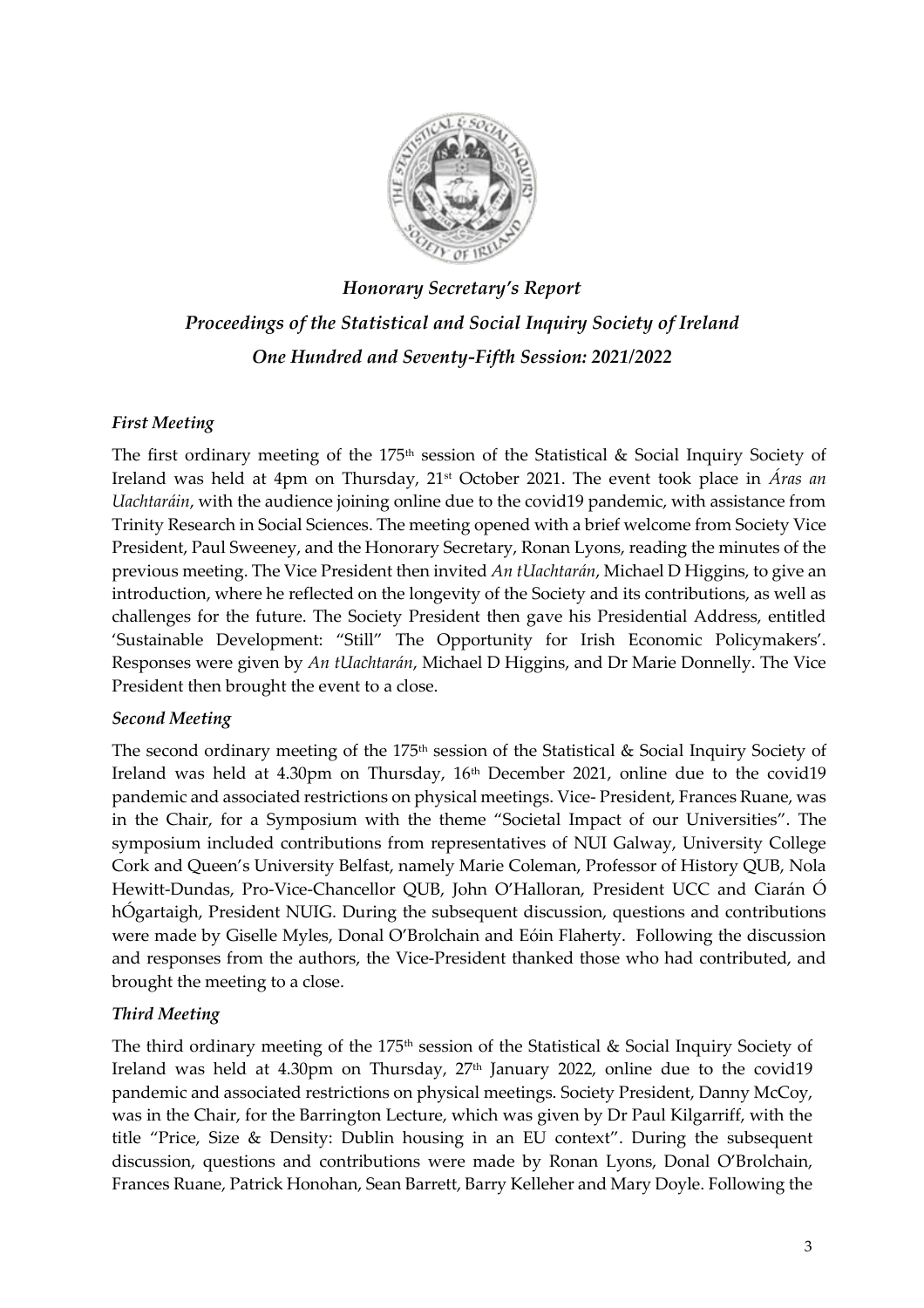### *Honorary Secretary's Report*
### *Proceedings of the Statistical and Social Inquiry Society of Ireland*
### *One Hundred and Seventy-Fifth Session: 2021/2022*

#### *First Meeting*

The first ordinary meeting of the 175th session of the Statistical & Social Inquiry Society of Ireland was held at 4pm on Thursday, 21st October 2021. The event took place in *Áras an Uachtaráin*, with the audience joining online due to the covid19 pandemic, with assistance from Trinity Research in Social Sciences. The meeting opened with a brief welcome from Society Vice President, Paul Sweeney, and the Honorary Secretary, Ronan Lyons, reading the minutes of the previous meeting. The Vice President then invited *An tUachtarán*, Michael D Higgins, to give an introduction, where he reflected on the longevity of the Society and its contributions, as well as challenges for the future. The Society President then gave his Presidential Address, entitled 'Sustainable Development: "Still" The Opportunity for Irish Economic Policymakers'. Responses were given by *An tUachtarán*, Michael D Higgins, and Dr Marie Donnelly. The Vice President then brought the event to a close.

#### *Second Meeting*

The second ordinary meeting of the 175th session of the Statistical & Social Inquiry Society of Ireland was held at 4.30pm on Thursday, 16th December 2021, online due to the covid19 pandemic and associated restrictions on physical meetings. Vice- President, Frances Ruane, was in the Chair, for a Symposium with the theme "Societal Impact of our Universities". The symposium included contributions from representatives of NUI Galway, University College Cork and Queen's University Belfast, namely Marie Coleman, Professor of History QUB, Nola Hewitt-Dundas, Pro-Vice-Chancellor QUB, John O'Halloran, President UCC and Ciarán Ó hÓgartaigh, President NUIG. During the subsequent discussion, questions and contributions were made by Giselle Myles, Donal O'Brolchain and Eóin Flaherty. Following the discussion and responses from the authors, the Vice-President thanked those who had contributed, and brought the meeting to a close.

#### *Third Meeting*

The third ordinary meeting of the 175th session of the Statistical & Social Inquiry Society of Ireland was held at 4.30pm on Thursday, 27th January 2022, online due to the covid19 pandemic and associated restrictions on physical meetings. Society President, Danny McCoy, was in the Chair, for the Barrington Lecture, which was given by Dr Paul Kilgarriff, with the title "Price, Size & Density: Dublin housing in an EU context". During the subsequent discussion, questions and contributions were made by Ronan Lyons, Donal O'Brolchain, Frances Ruane, Patrick Honohan, Sean Barrett, Barry Kelleher and Mary Doyle. Following the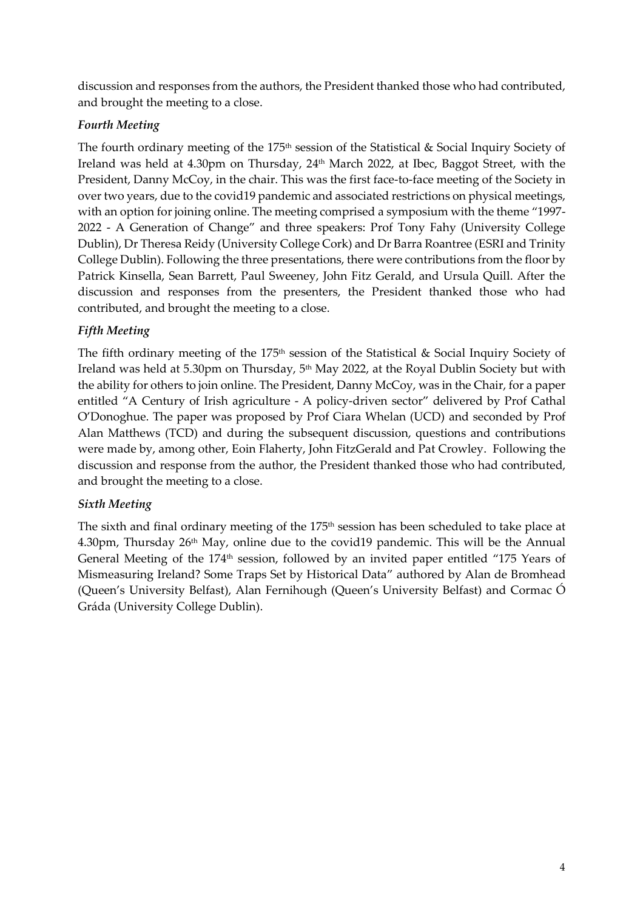discussion and responses from the authors, the President thanked those who had contributed, and brought the meeting to a close.

### *Fourth Meeting*

The fourth ordinary meeting of the 175th session of the Statistical & Social Inquiry Society of Ireland was held at 4.30pm on Thursday, 24th March 2022, at Ibec, Baggot Street, with the President, Danny McCoy, in the chair. This was the first face-to-face meeting of the Society in over two years, due to the covid19 pandemic and associated restrictions on physical meetings, with an option for joining online. The meeting comprised a symposium with the theme "1997-2022 - A Generation of Change" and three speakers: Prof Tony Fahy (University College Dublin), Dr Theresa Reidy (University College Cork) and Dr Barra Roantree (ESRI and Trinity College Dublin). Following the three presentations, there were contributions from the floor by Patrick Kinsella, Sean Barrett, Paul Sweeney, John Fitz Gerald, and Ursula Quill. After the discussion and responses from the presenters, the President thanked those who had contributed, and brought the meeting to a close.

### *Fifth Meeting*

The fifth ordinary meeting of the 175th session of the Statistical & Social Inquiry Society of Ireland was held at 5.30pm on Thursday, 5th May 2022, at the Royal Dublin Society but with the ability for others to join online. The President, Danny McCoy, was in the Chair, for a paper entitled "A Century of Irish agriculture - A policy-driven sector" delivered by Prof Cathal O'Donoghue. The paper was proposed by Prof Ciara Whelan (UCD) and seconded by Prof Alan Matthews (TCD) and during the subsequent discussion, questions and contributions were made by, among other, Eoin Flaherty, John FitzGerald and Pat Crowley. Following the discussion and response from the author, the President thanked those who had contributed, and brought the meeting to a close.

### *Sixth Meeting*

The sixth and final ordinary meeting of the 175th session has been scheduled to take place at 4.30pm, Thursday 26th May, online due to the covid19 pandemic. This will be the Annual General Meeting of the 174th session, followed by an invited paper entitled "175 Years of Mismeasuring Ireland? Some Traps Set by Historical Data" authored by Alan de Bromhead (Queen's University Belfast), Alan Fernihough (Queen's University Belfast) and Cormac Ó Gráda (University College Dublin).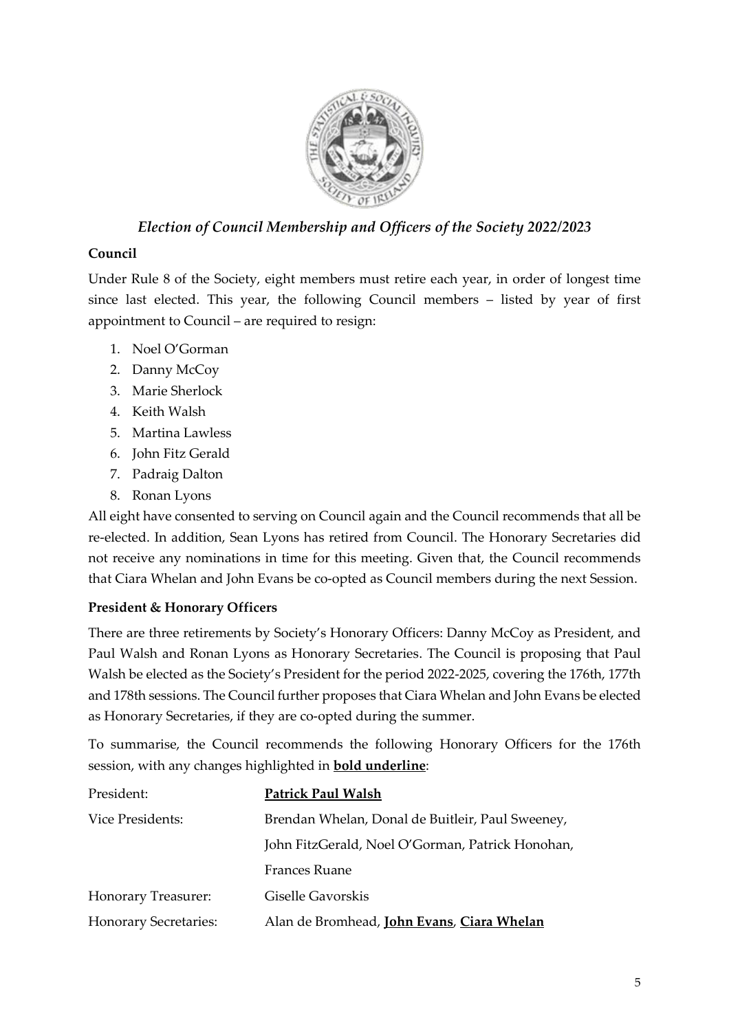## *Election of Council Membership and Officers of the Society 2022/2023*

**Council**

Under Rule 8 of the Society, eight members must retire each year, in order of longest time since last elected. This year, the following Council members – listed by year of first appointment to Council – are required to resign:

1. Noel O'Gorman
2. Danny McCoy
3. Marie Sherlock
4. Keith Walsh
5. Martina Lawless
6. John Fitz Gerald
7. Padraig Dalton
8. Ronan Lyons

All eight have consented to serving on Council again and the Council recommends that all be re-elected. In addition, Sean Lyons has retired from Council. The Honorary Secretaries did not receive any nominations in time for this meeting. Given that, the Council recommends that Ciara Whelan and John Evans be co-opted as Council members during the next Session.

**President & Honorary Officers**

There are three retirements by Society's Honorary Officers: Danny McCoy as President, and Paul Walsh and Ronan Lyons as Honorary Secretaries. The Council is proposing that Paul Walsh be elected as the Society's President for the period 2022-2025, covering the 176th, 177th and 178th sessions. The Council further proposes that Ciara Whelan and John Evans be elected as Honorary Secretaries, if they are co-opted during the summer.

To summarise, the Council recommends the following Honorary Officers for the 176th session, with any changes highlighted in <u>**bold underline**</u>:

| | |
|---|---|
| President: | <u>**Patrick Paul Walsh**</u> |
| Vice Presidents: | Brendan Whelan, Donal de Buitleir, Paul Sweeney, John FitzGerald, Noel O'Gorman, Patrick Honohan, Frances Ruane |
| Honorary Treasurer: | Giselle Gavorskis |
| Honorary Secretaries: | Alan de Bromhead, <u>**John Evans**</u>, <u>**Ciara Whelan**</u> |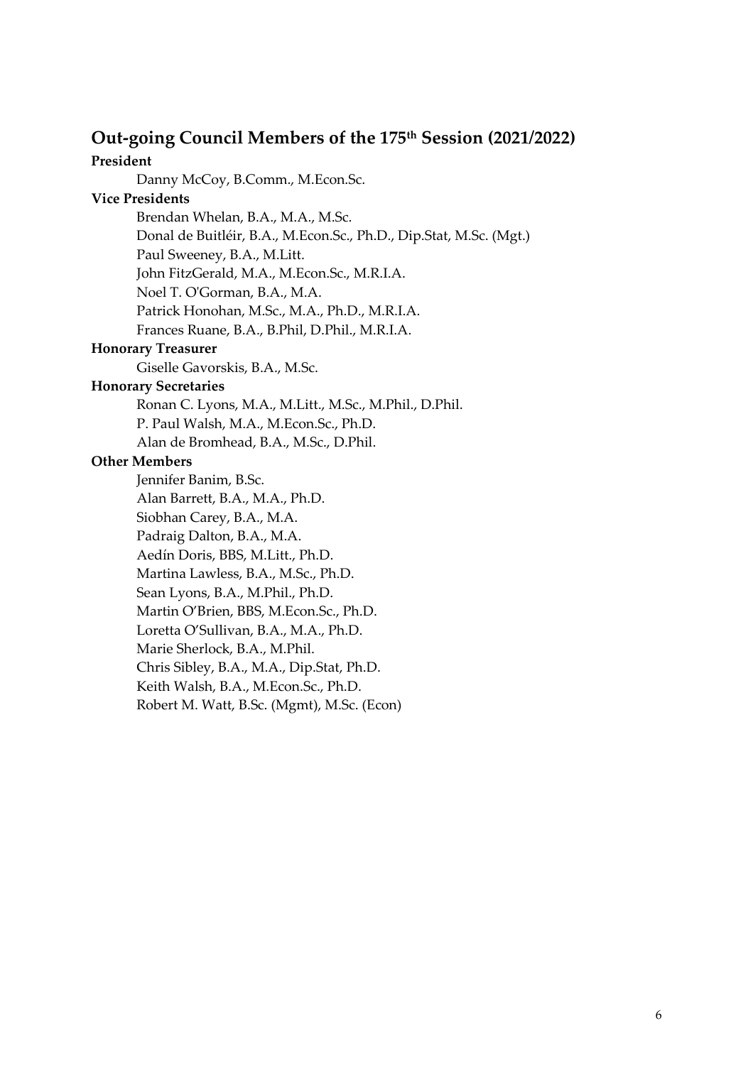## Out-going Council Members of the 175th Session (2021/2022)

**President**

Danny McCoy, B.Comm., M.Econ.Sc.

**Vice Presidents**

Brendan Whelan, B.A., M.A., M.Sc.
Donal de Buitléir, B.A., M.Econ.Sc., Ph.D., Dip.Stat, M.Sc. (Mgt.)
Paul Sweeney, B.A., M.Litt.
John FitzGerald, M.A., M.Econ.Sc., M.R.I.A.
Noel T. O'Gorman, B.A., M.A.
Patrick Honohan, M.Sc., M.A., Ph.D., M.R.I.A.
Frances Ruane, B.A., B.Phil, D.Phil., M.R.I.A.

**Honorary Treasurer**

Giselle Gavorskis, B.A., M.Sc.

**Honorary Secretaries**

Ronan C. Lyons, M.A., M.Litt., M.Sc., M.Phil., D.Phil.
P. Paul Walsh, M.A., M.Econ.Sc., Ph.D.
Alan de Bromhead, B.A., M.Sc., D.Phil.

**Other Members**

Jennifer Banim, B.Sc.
Alan Barrett, B.A., M.A., Ph.D.
Siobhan Carey, B.A., M.A.
Padraig Dalton, B.A., M.A.
Aedín Doris, BBS, M.Litt., Ph.D.
Martina Lawless, B.A., M.Sc., Ph.D.
Sean Lyons, B.A., M.Phil., Ph.D.
Martin O'Brien, BBS, M.Econ.Sc., Ph.D.
Loretta O'Sullivan, B.A., M.A., Ph.D.
Marie Sherlock, B.A., M.Phil.
Chris Sibley, B.A., M.A., Dip.Stat, Ph.D.
Keith Walsh, B.A., M.Econ.Sc., Ph.D.
Robert M. Watt, B.Sc. (Mgmt), M.Sc. (Econ)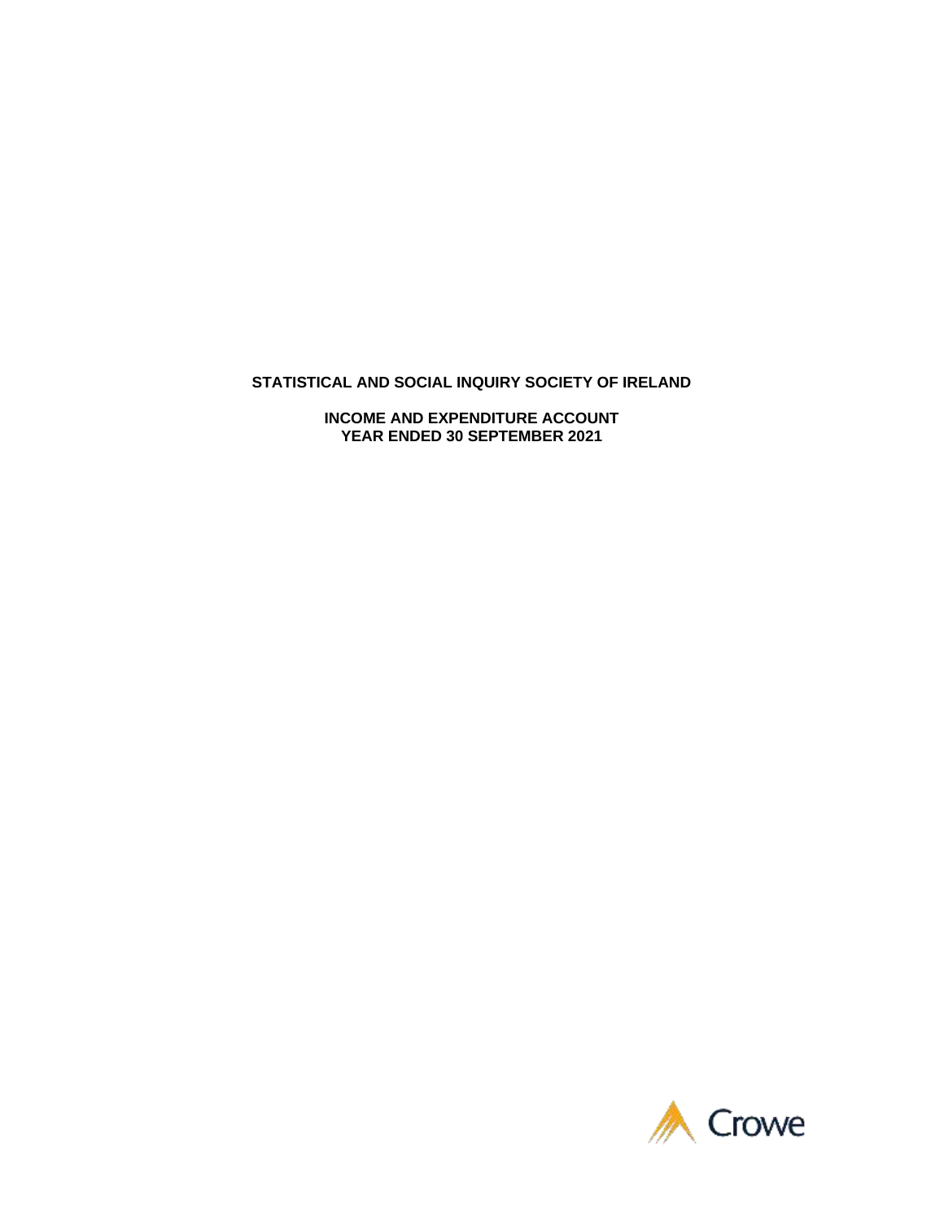**STATISTICAL AND SOCIAL INQUIRY SOCIETY OF IRELAND**

**INCOME AND EXPENDITURE ACCOUNT**
**YEAR ENDED 30 SEPTEMBER 2021**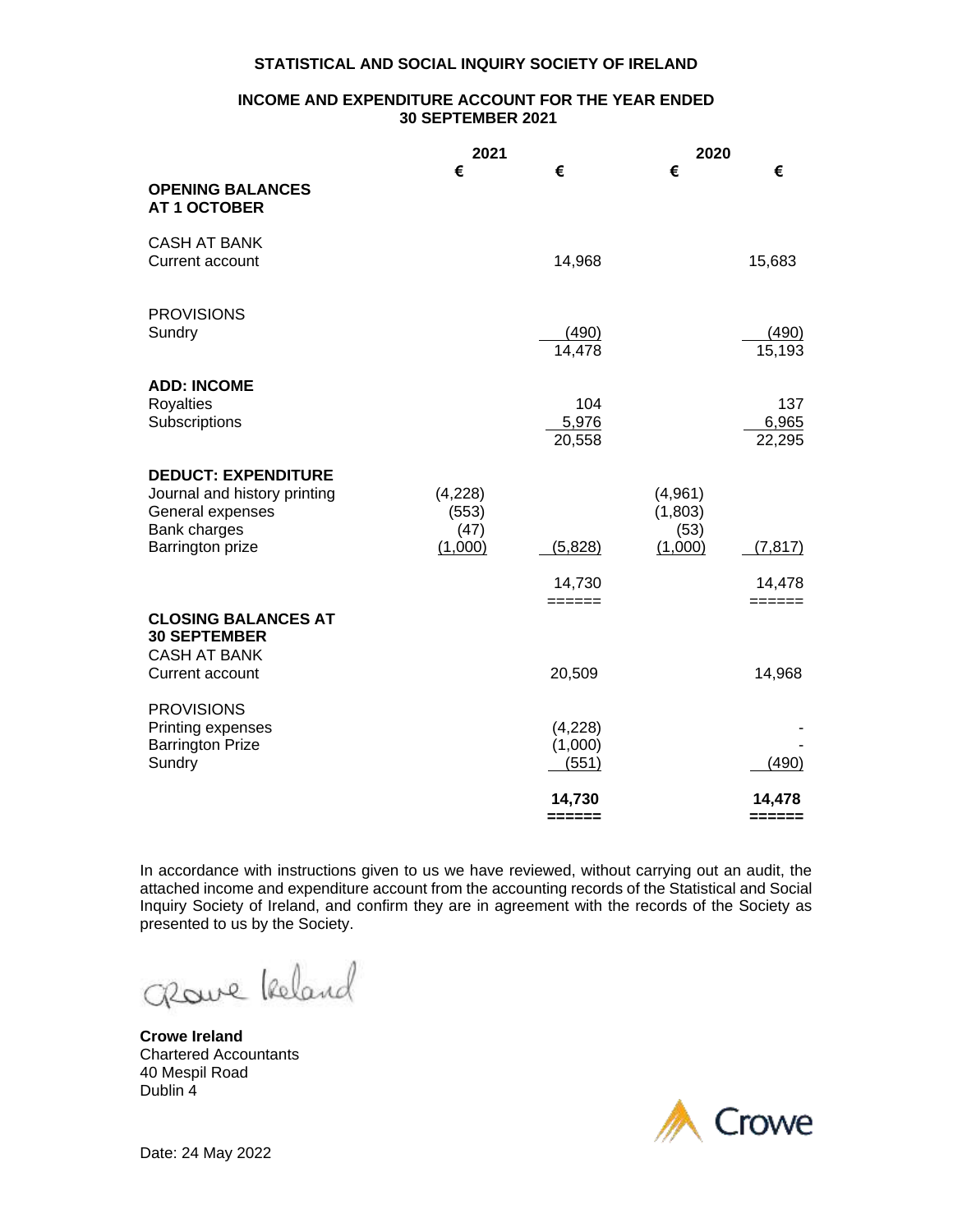**STATISTICAL AND SOCIAL INQUIRY SOCIETY OF IRELAND**

**INCOME AND EXPENDITURE ACCOUNT FOR THE YEAR ENDED 30 SEPTEMBER 2021**

| | 2021 | | 2020 | |
|---|---|---|---|---|
| | € | € | € | € |
| **OPENING BALANCES AT 1 OCTOBER** | | | | |
| CASH AT BANK | | | | |
| Current account | | 14,968 | | 15,683 |
| PROVISIONS | | | | |
| Sundry | | (490) | | (490) |
| | | 14,478 | | 15,193 |
| **ADD: INCOME** | | | | |
| Royalties | | 104 | | 137 |
| Subscriptions | | 5,976 | | 6,965 |
| | | 20,558 | | 22,295 |
| **DEDUCT: EXPENDITURE** | | | | |
| Journal and history printing | (4,228) | | (4,961) | |
| General expenses | (553) | | (1,803) | |
| Bank charges | (47) | | (53) | |
| Barrington prize | (1,000) | (5,828) | (1,000) | (7,817) |
| | | 14,730 | | 14,478 |
| **CLOSING BALANCES AT 30 SEPTEMBER** | | | | |
| CASH AT BANK | | | | |
| Current account | | 20,509 | | 14,968 |
| PROVISIONS | | | | |
| Printing expenses | | (4,228) | | - |
| Barrington Prize | | (1,000) | | - |
| Sundry | | (551) | | (490) |
| | | **14,730** | | **14,478** |

In accordance with instructions given to us we have reviewed, without carrying out an audit, the attached income and expenditure account from the accounting records of the Statistical and Social Inquiry Society of Ireland, and confirm they are in agreement with the records of the Society as presented to us by the Society.

Crowe Ireland

**Crowe Ireland**
Chartered Accountants
40 Mespil Road
Dublin 4

Crowe

Date: 24 May 2022